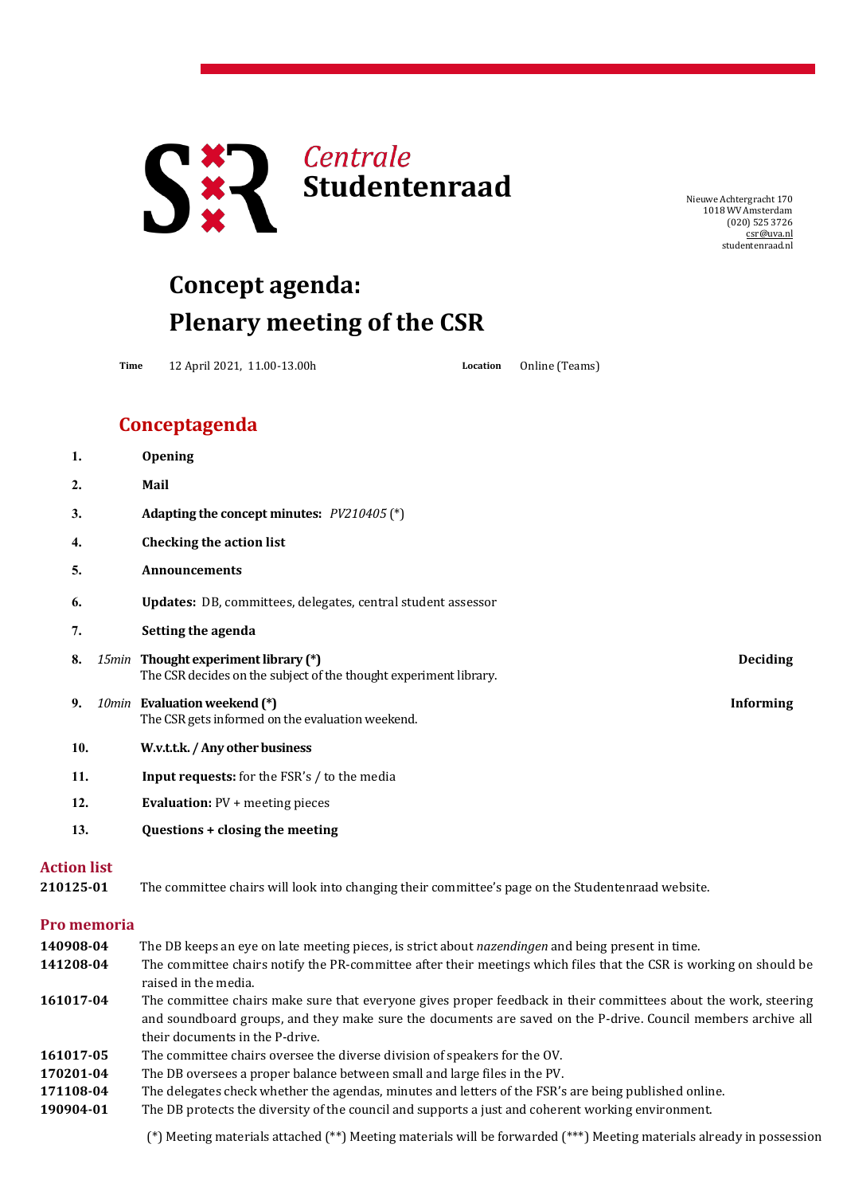Centrale
**Studentenraad**

Nieuwe Achtergracht 170
1018 WV Amsterdam
(020) 525 3726
csr@uva.nl
studentenraad.nl

# Concept agenda: Plenary meeting of the CSR

**Time** 12 April 2021, 11.00-13.00h **Location** Online (Teams)

## Conceptagenda

1. **Opening**
2. **Mail**
3. **Adapting the concept minutes:** *PV210405* (*)
4. **Checking the action list**
5. **Announcements**
6. **Updates:** DB, committees, delegates, central student assessor
7. **Setting the agenda**
8. *15min* **Thought experiment library (*)** — **Deciding**
   The CSR decides on the subject of the thought experiment library.
9. *10min* **Evaluation weekend (*)** — **Informing**
   The CSR gets informed on the evaluation weekend.
10. **W.v.t.t.k. / Any other business**
11. **Input requests:** for the FSR's / to the media
12. **Evaluation:** PV + meeting pieces
13. **Questions + closing the meeting**

## Action list

**210125-01** The committee chairs will look into changing their committee's page on the Studentenraad website.

## Pro memoria

**140908-04** The DB keeps an eye on late meeting pieces, is strict about *nazendingen* and being present in time.
**141208-04** The committee chairs notify the PR-committee after their meetings which files that the CSR is working on should be raised in the media.
**161017-04** The committee chairs make sure that everyone gives proper feedback in their committees about the work, steering and soundboard groups, and they make sure the documents are saved on the P-drive. Council members archive all their documents in the P-drive.
**161017-05** The committee chairs oversee the diverse division of speakers for the OV.
**170201-04** The DB oversees a proper balance between small and large files in the PV.
**171108-04** The delegates check whether the agendas, minutes and letters of the FSR's are being published online.
**190904-01** The DB protects the diversity of the council and supports a just and coherent working environment.

(*) Meeting materials attached (**) Meeting materials will be forwarded (***) Meeting materials already in possession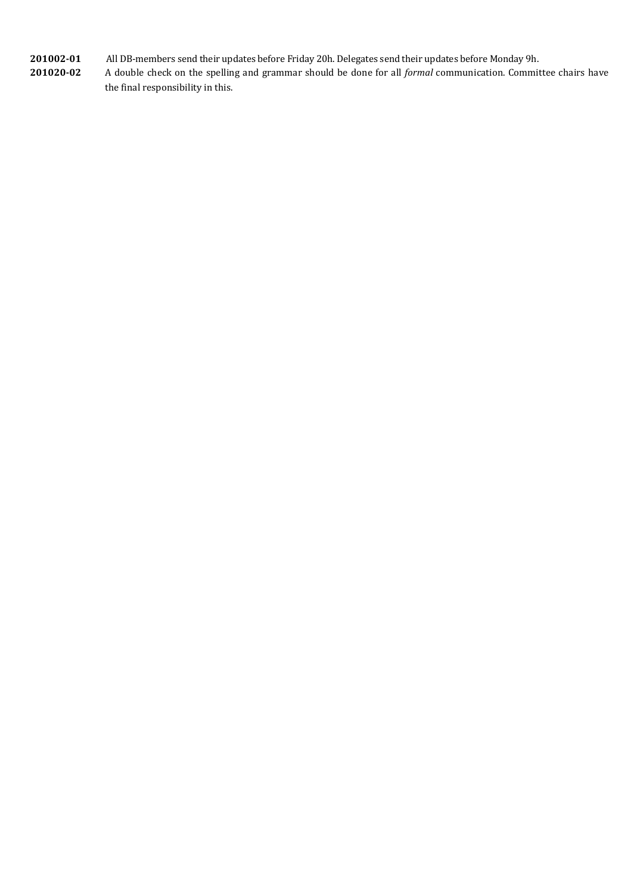**201002-01** All DB-members send their updates before Friday 20h. Delegates send their updates before Monday 9h.

**201020-02** A double check on the spelling and grammar should be done for all *formal* communication. Committee chairs have the final responsibility in this.